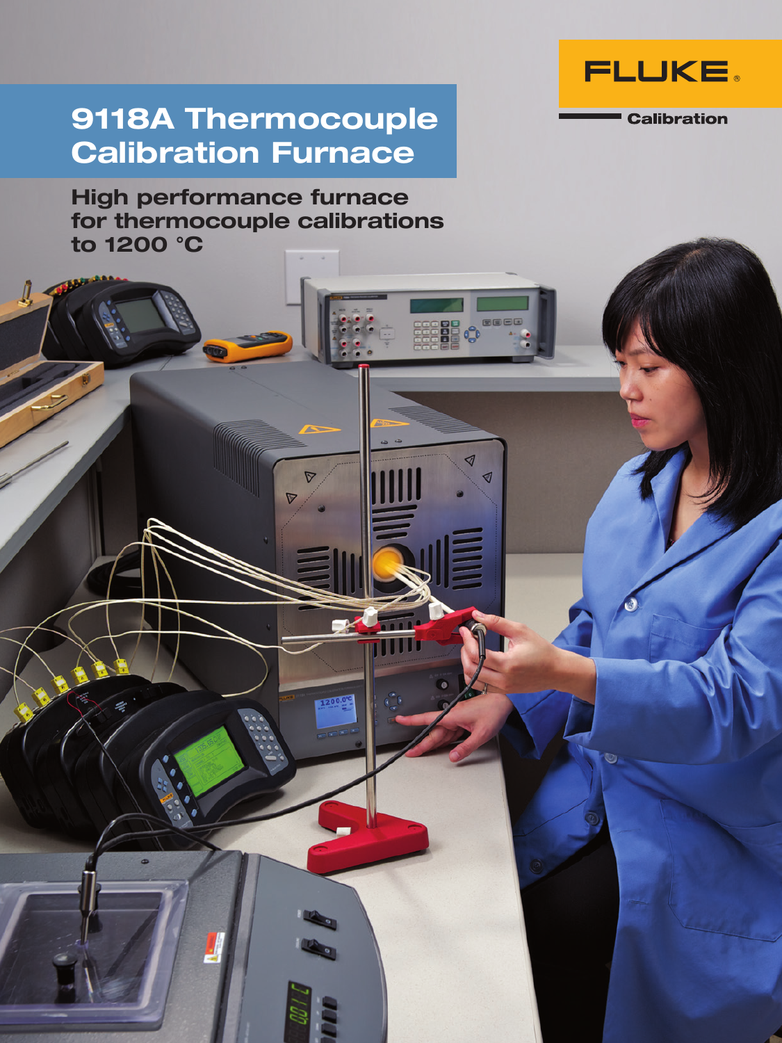# 9118A Thermocouple Calibration Furnace

## High performance furnace for thermocouple calibrations to 1200 °C

FLUKE

Calibration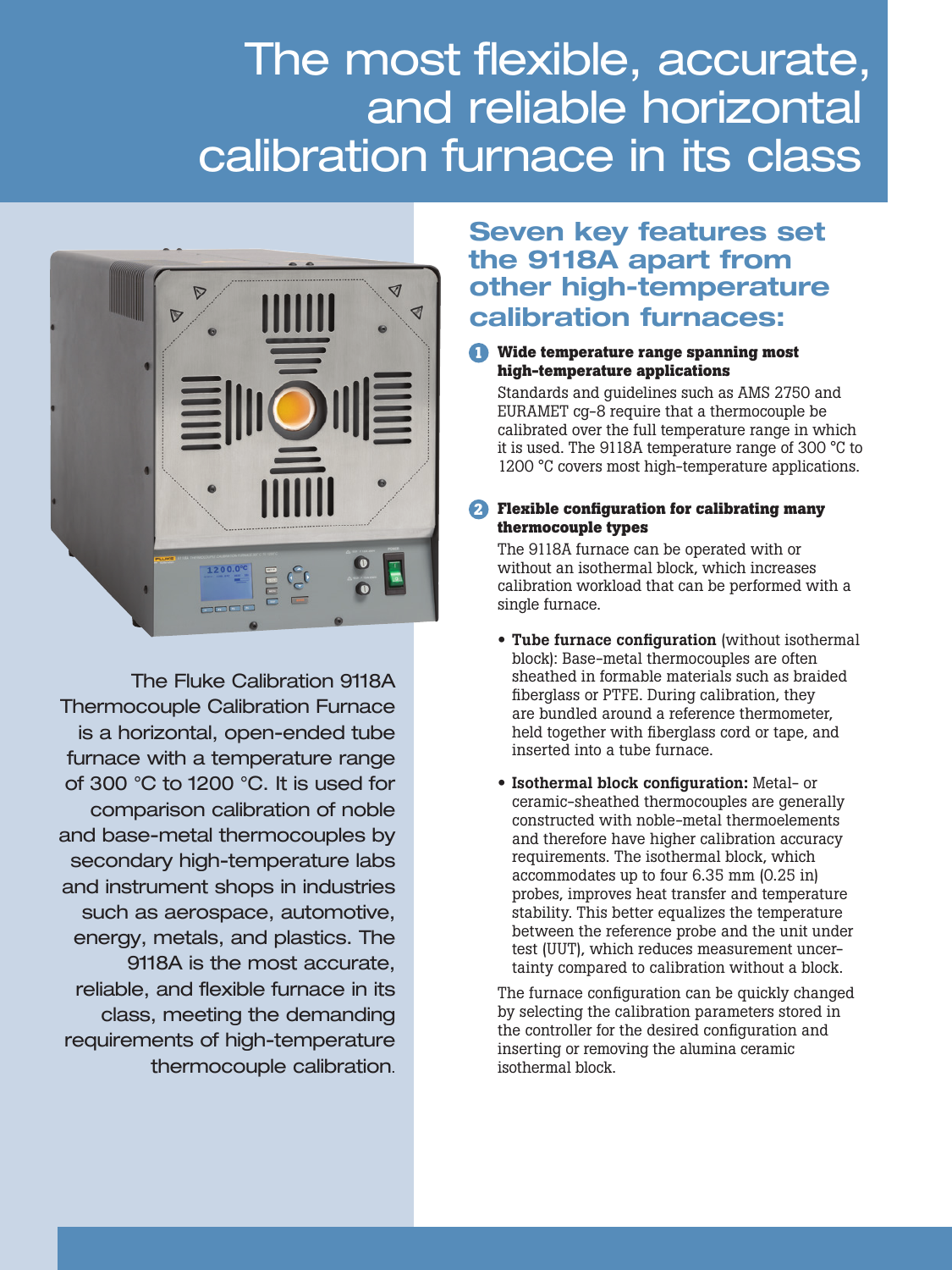# The most flexible, accurate, and reliable horizontal calibration furnace in its class

The Fluke Calibration 9118A Thermocouple Calibration Furnace is a horizontal, open-ended tube furnace with a temperature range of 300 °C to 1200 °C. It is used for comparison calibration of noble and base-metal thermocouples by secondary high-temperature labs and instrument shops in industries such as aerospace, automotive, energy, metals, and plastics. The 9118A is the most accurate, reliable, and flexible furnace in its class, meeting the demanding requirements of high-temperature thermocouple calibration.

## Seven key features set the 9118A apart from other high-temperature calibration furnaces:

**1 Wide temperature range spanning most high-temperature applications**

Standards and guidelines such as AMS 2750 and EURAMET cg-8 require that a thermocouple be calibrated over the full temperature range in which it is used. The 9118A temperature range of 300 °C to 1200 °C covers most high-temperature applications.

**2 Flexible configuration for calibrating many thermocouple types**

The 9118A furnace can be operated with or without an isothermal block, which increases calibration workload that can be performed with a single furnace.

- **Tube furnace configuration** (without isothermal block): Base-metal thermocouples are often sheathed in formable materials such as braided fiberglass or PTFE. During calibration, they are bundled around a reference thermometer, held together with fiberglass cord or tape, and inserted into a tube furnace.
- **Isothermal block configuration:** Metal- or ceramic-sheathed thermocouples are generally constructed with noble-metal thermoelements and therefore have higher calibration accuracy requirements. The isothermal block, which accommodates up to four 6.35 mm (0.25 in) probes, improves heat transfer and temperature stability. This better equalizes the temperature between the reference probe and the unit under test (UUT), which reduces measurement uncertainty compared to calibration without a block.

The furnace configuration can be quickly changed by selecting the calibration parameters stored in the controller for the desired configuration and inserting or removing the alumina ceramic isothermal block.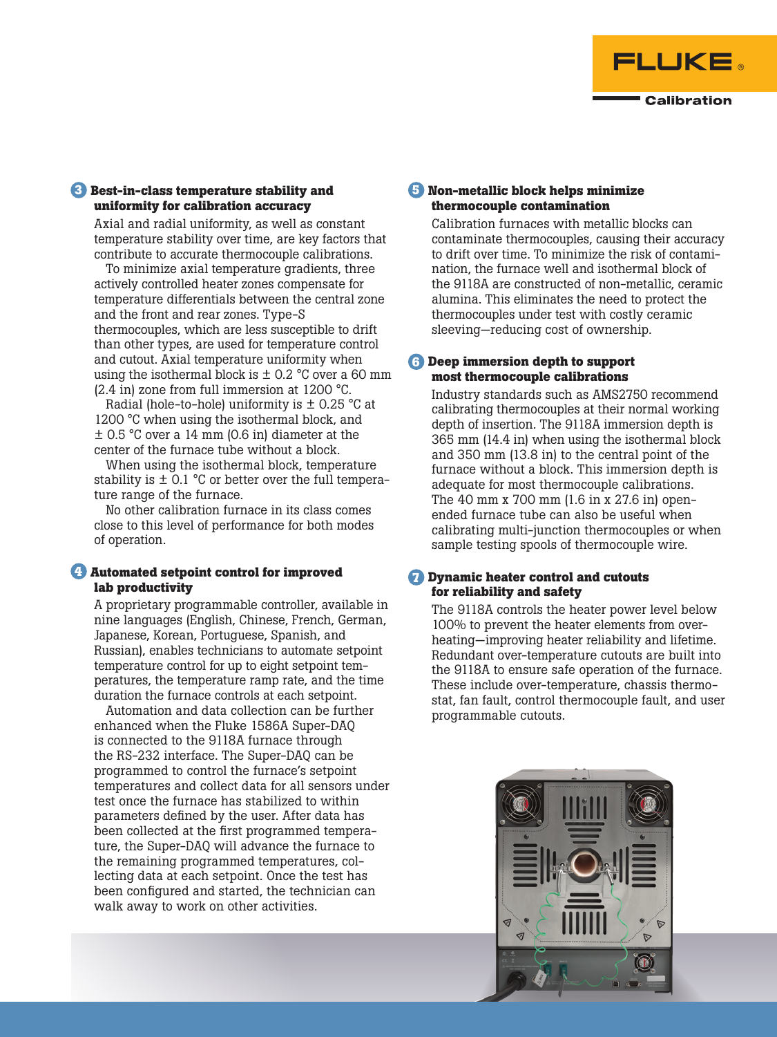### 3 Best-in-class temperature stability and uniformity for calibration accuracy

Axial and radial uniformity, as well as constant temperature stability over time, are key factors that contribute to accurate thermocouple calibrations.

To minimize axial temperature gradients, three actively controlled heater zones compensate for temperature differentials between the central zone and the front and rear zones. Type-S thermocouples, which are less susceptible to drift than other types, are used for temperature control and cutout. Axial temperature uniformity when using the isothermal block is ± 0.2 °C over a 60 mm (2.4 in) zone from full immersion at 1200 °C.

Radial (hole-to-hole) uniformity is ± 0.25 °C at 1200 °C when using the isothermal block, and ± 0.5 °C over a 14 mm (0.6 in) diameter at the center of the furnace tube without a block.

When using the isothermal block, temperature stability is ± 0.1 °C or better over the full temperature range of the furnace.

No other calibration furnace in its class comes close to this level of performance for both modes of operation.

### 4 Automated setpoint control for improved lab productivity

A proprietary programmable controller, available in nine languages (English, Chinese, French, German, Japanese, Korean, Portuguese, Spanish, and Russian), enables technicians to automate setpoint temperature control for up to eight setpoint temperatures, the temperature ramp rate, and the time duration the furnace controls at each setpoint.

Automation and data collection can be further enhanced when the Fluke 1586A Super-DAQ is connected to the 9118A furnace through the RS-232 interface. The Super-DAQ can be programmed to control the furnace's setpoint temperatures and collect data for all sensors under test once the furnace has stabilized to within parameters defined by the user. After data has been collected at the first programmed temperature, the Super-DAQ will advance the furnace to the remaining programmed temperatures, collecting data at each setpoint. Once the test has been configured and started, the technician can walk away to work on other activities.

### 5 Non-metallic block helps minimize thermocouple contamination

Calibration furnaces with metallic blocks can contaminate thermocouples, causing their accuracy to drift over time. To minimize the risk of contamination, the furnace well and isothermal block of the 9118A are constructed of non-metallic, ceramic alumina. This eliminates the need to protect the thermocouples under test with costly ceramic sleeving—reducing cost of ownership.

### 6 Deep immersion depth to support most thermocouple calibrations

Industry standards such as AMS2750 recommend calibrating thermocouples at their normal working depth of insertion. The 9118A immersion depth is 365 mm (14.4 in) when using the isothermal block and 350 mm (13.8 in) to the central point of the furnace without a block. This immersion depth is adequate for most thermocouple calibrations. The 40 mm x 700 mm (1.6 in x 27.6 in) open-ended furnace tube can also be useful when calibrating multi-junction thermocouples or when sample testing spools of thermocouple wire.

### 7 Dynamic heater control and cutouts for reliability and safety

The 9118A controls the heater power level below 100% to prevent the heater elements from overheating—improving heater reliability and lifetime. Redundant over-temperature cutouts are built into the 9118A to ensure safe operation of the furnace. These include over-temperature, chassis thermostat, fan fault, control thermocouple fault, and user programmable cutouts.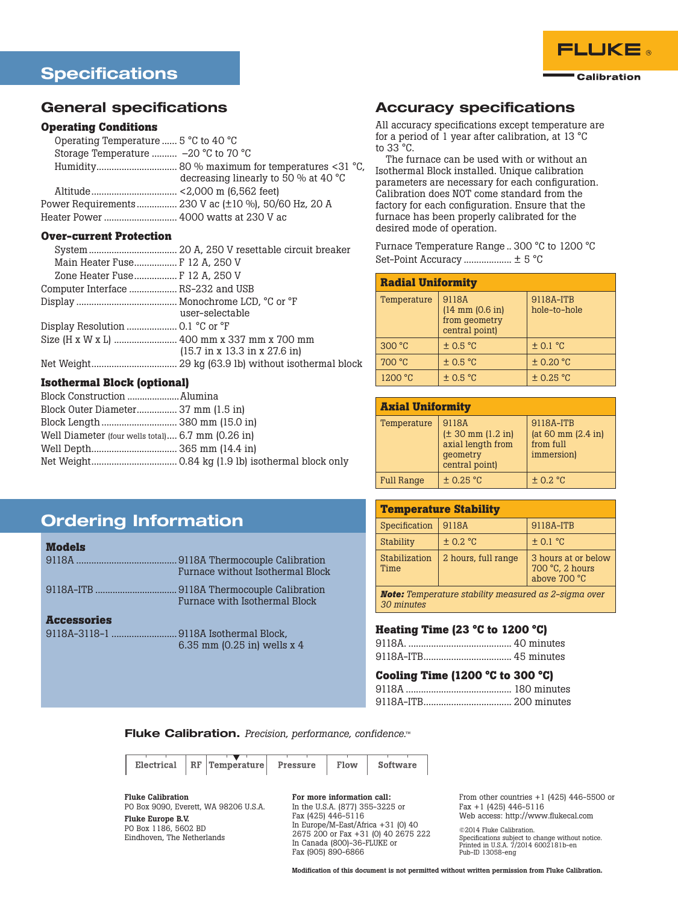# Specifications

## General specifications

### Operating Conditions

Operating Temperature ...... 5 °C to 40 °C
Storage Temperature .......... –20 °C to 70 °C
Humidity................................ 80 % maximum for temperatures <31 °C, decreasing linearly to 50 % at 40 °C
Altitude.................................. <2,000 m (6,562 feet)
Power Requirements................ 230 V ac (±10 %), 50/60 Hz, 20 A
Heater Power ............................ 4000 watts at 230 V ac

### Over-current Protection

System .................................. 20 A, 250 V resettable circuit breaker
Main Heater Fuse................. F 12 A, 250 V
Zone Heater Fuse................. F 12 A, 250 V
Computer Interface .................. RS-232 and USB
Display ....................................... Monochrome LCD, °C or °F user-selectable
Display Resolution .................... 0.1 °C or °F
Size (H x W x L) ......................... 400 mm x 337 mm x 700 mm (15.7 in x 13.3 in x 27.6 in)
Net Weight................................. 29 kg (63.9 lb) without isothermal block

### Isothermal Block (optional)

Block Construction ....................Alumina
Block Outer Diameter................ 37 mm (1.5 in)
Block Length ............................. 380 mm (15.0 in)
Well Diameter (four wells total).... 6.7 mm (0.26 in)
Well Depth................................. 365 mm (14.4 in)
Net Weight................................. 0.84 kg (1.9 lb) isothermal block only

## Accuracy specifications

All accuracy specifications except temperature are for a period of 1 year after calibration, at 13 °C to 33 °C.

The furnace can be used with or without an Isothermal Block installed. Unique calibration parameters are necessary for each configuration. Calibration does NOT come standard from the factory for each configuration. Ensure that the furnace has been properly calibrated for the desired mode of operation.

Furnace Temperature Range .. 300 °C to 1200 °C
Set-Point Accuracy .................. ± 5 °C

**Radial Uniformity**

| Temperature | 9118A (14 mm (0.6 in) from geometry central point) | 9118A-ITB hole-to-hole |
|---|---|---|
| 300 °C | ± 0.5 °C | ± 0.1 °C |
| 700 °C | ± 0.5 °C | ± 0.20 °C |
| 1200 °C | ± 0.5 °C | ± 0.25 °C |

**Axial Uniformity**

| Temperature | 9118A (± 30 mm (1.2 in) axial length from geometry central point) | 9118A-ITB (at 60 mm (2.4 in) from full immersion) |
|---|---|---|
| Full Range | ± 0.25 °C | ± 0.2 °C |

**Temperature Stability**

| Specification | 9118A | 9118A-ITB |
|---|---|---|
| Stability | ± 0.2 °C | ± 0.1 °C |
| Stabilization Time | 2 hours, full range | 3 hours at or below 700 °C, 2 hours above 700 °C |

***Note:*** *Temperature stability measured as 2-sigma over 30 minutes*

### Heating Time (23 °C to 1200 °C)

9118A. ......................................... 40 minutes
9118A-ITB.................................. 45 minutes

### Cooling Time (1200 °C to 300 °C)

9118A ......................................... 180 minutes
9118A-ITB.................................. 200 minutes

# Ordering Information

### Models

9118A ....................................... 9118A Thermocouple Calibration Furnace without Isothermal Block

9118A-ITB ................................ 9118A Thermocouple Calibration Furnace with Isothermal Block

### Accessories

9118A-3118-1 ......................... 9118A Isothermal Block, 6.35 mm (0.25 in) wells x 4

**Fluke Calibration.** *Precision, performance, confidence.*™

Electrical | RF | Temperature | Pressure | Flow | Software

**Fluke Calibration**
PO Box 9090, Everett, WA 98206 U.S.A.

**Fluke Europe B.V.**
PO Box 1186, 5602 BD
Eindhoven, The Netherlands

**For more information call:**
In the U.S.A. (877) 355-3225 or
Fax (425) 446-5116
In Europe/M-East/Africa +31 (0) 40 2675 200 or Fax +31 (0) 40 2675 222
In Canada (800)-36-FLUKE or
Fax (905) 890-6866

From other countries +1 (425) 446-5500 or
Fax +1 (425) 446-5116
Web access: http://www.flukecal.com

©2014 Fluke Calibration.
Specifications subject to change without notice.
Printed in U.S.A. 7/2014 6002181b-en
Pub-ID 13058-eng

**Modification of this document is not permitted without written permission from Fluke Calibration.**